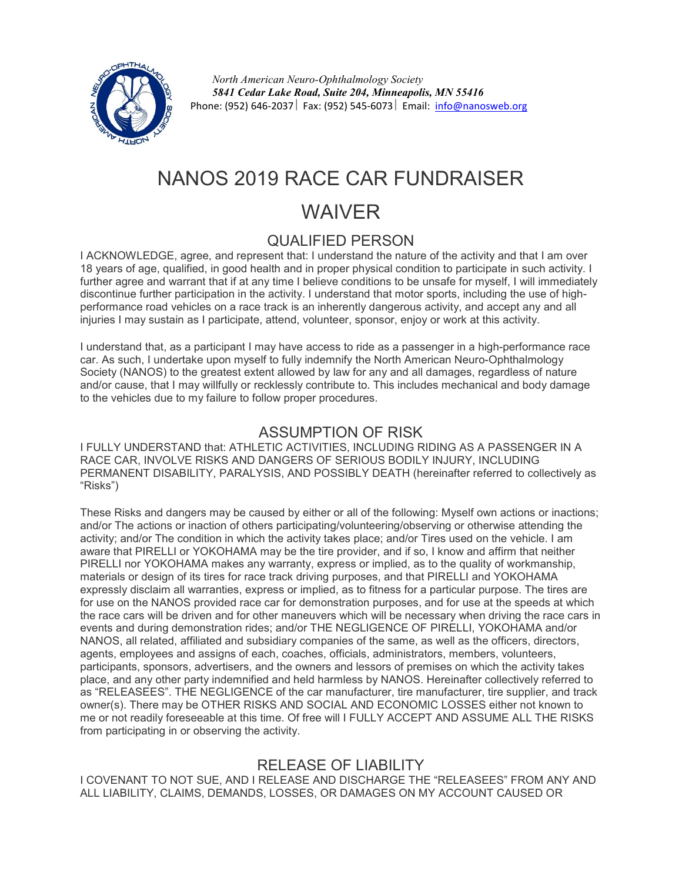*North American Neuro-Ophthalmology Society*
***5841 Cedar Lake Road, Suite 204, Minneapolis, MN 55416***
Phone: (952) 646-2037 | Fax: (952) 545-6073 | Email: info@nanosweb.org

# NANOS 2019 RACE CAR FUNDRAISER

# WAIVER

## QUALIFIED PERSON

I ACKNOWLEDGE, agree, and represent that: I understand the nature of the activity and that I am over 18 years of age, qualified, in good health and in proper physical condition to participate in such activity. I further agree and warrant that if at any time I believe conditions to be unsafe for myself, I will immediately discontinue further participation in the activity. I understand that motor sports, including the use of high-performance road vehicles on a race track is an inherently dangerous activity, and accept any and all injuries I may sustain as I participate, attend, volunteer, sponsor, enjoy or work at this activity.

I understand that, as a participant I may have access to ride as a passenger in a high-performance race car. As such, I undertake upon myself to fully indemnify the North American Neuro-Ophthalmology Society (NANOS) to the greatest extent allowed by law for any and all damages, regardless of nature and/or cause, that I may willfully or recklessly contribute to. This includes mechanical and body damage to the vehicles due to my failure to follow proper procedures.

## ASSUMPTION OF RISK

I FULLY UNDERSTAND that: ATHLETIC ACTIVITIES, INCLUDING RIDING AS A PASSENGER IN A RACE CAR, INVOLVE RISKS AND DANGERS OF SERIOUS BODILY INJURY, INCLUDING PERMANENT DISABILITY, PARALYSIS, AND POSSIBLY DEATH (hereinafter referred to collectively as "Risks")

These Risks and dangers may be caused by either or all of the following: Myself own actions or inactions; and/or The actions or inaction of others participating/volunteering/observing or otherwise attending the activity; and/or The condition in which the activity takes place; and/or Tires used on the vehicle. I am aware that PIRELLI or YOKOHAMA may be the tire provider, and if so, I know and affirm that neither PIRELLI nor YOKOHAMA makes any warranty, express or implied, as to the quality of workmanship, materials or design of its tires for race track driving purposes, and that PIRELLI and YOKOHAMA expressly disclaim all warranties, express or implied, as to fitness for a particular purpose. The tires are for use on the NANOS provided race car for demonstration purposes, and for use at the speeds at which the race cars will be driven and for other maneuvers which will be necessary when driving the race cars in events and during demonstration rides; and/or THE NEGLIGENCE OF PIRELLI, YOKOHAMA and/or NANOS, all related, affiliated and subsidiary companies of the same, as well as the officers, directors, agents, employees and assigns of each, coaches, officials, administrators, members, volunteers, participants, sponsors, advertisers, and the owners and lessors of premises on which the activity takes place, and any other party indemnified and held harmless by NANOS. Hereinafter collectively referred to as "RELEASEES". THE NEGLIGENCE of the car manufacturer, tire manufacturer, tire supplier, and track owner(s). There may be OTHER RISKS AND SOCIAL AND ECONOMIC LOSSES either not known to me or not readily foreseeable at this time. Of free will I FULLY ACCEPT AND ASSUME ALL THE RISKS from participating in or observing the activity.

## RELEASE OF LIABILITY

I COVENANT TO NOT SUE, AND I RELEASE AND DISCHARGE THE "RELEASEES" FROM ANY AND ALL LIABILITY, CLAIMS, DEMANDS, LOSSES, OR DAMAGES ON MY ACCOUNT CAUSED OR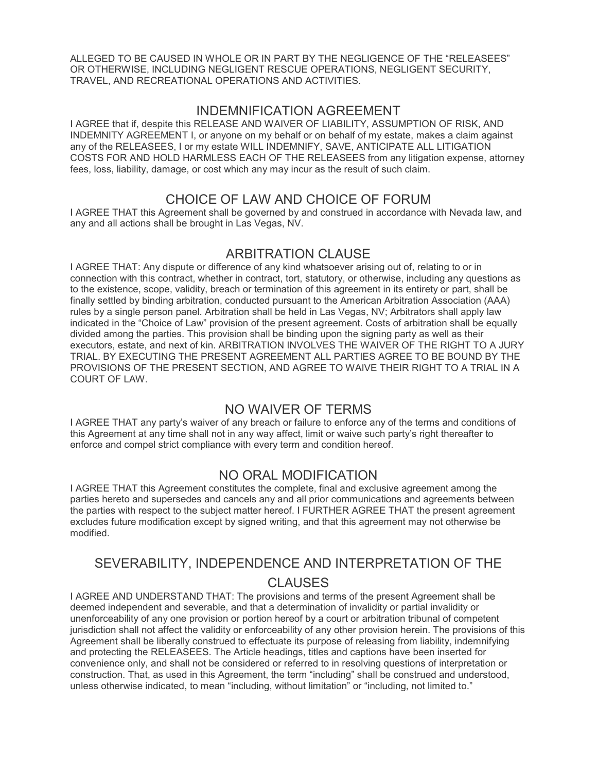ALLEGED TO BE CAUSED IN WHOLE OR IN PART BY THE NEGLIGENCE OF THE "RELEASEES" OR OTHERWISE, INCLUDING NEGLIGENT RESCUE OPERATIONS, NEGLIGENT SECURITY, TRAVEL, AND RECREATIONAL OPERATIONS AND ACTIVITIES.

## INDEMNIFICATION AGREEMENT

I AGREE that if, despite this RELEASE AND WAIVER OF LIABILITY, ASSUMPTION OF RISK, AND INDEMNITY AGREEMENT I, or anyone on my behalf or on behalf of my estate, makes a claim against any of the RELEASEES, I or my estate WILL INDEMNIFY, SAVE, ANTICIPATE ALL LITIGATION COSTS FOR AND HOLD HARMLESS EACH OF THE RELEASEES from any litigation expense, attorney fees, loss, liability, damage, or cost which any may incur as the result of such claim.

## CHOICE OF LAW AND CHOICE OF FORUM

I AGREE THAT this Agreement shall be governed by and construed in accordance with Nevada law, and any and all actions shall be brought in Las Vegas, NV.

## ARBITRATION CLAUSE

I AGREE THAT: Any dispute or difference of any kind whatsoever arising out of, relating to or in connection with this contract, whether in contract, tort, statutory, or otherwise, including any questions as to the existence, scope, validity, breach or termination of this agreement in its entirety or part, shall be finally settled by binding arbitration, conducted pursuant to the American Arbitration Association (AAA) rules by a single person panel. Arbitration shall be held in Las Vegas, NV; Arbitrators shall apply law indicated in the "Choice of Law" provision of the present agreement. Costs of arbitration shall be equally divided among the parties. This provision shall be binding upon the signing party as well as their executors, estate, and next of kin. ARBITRATION INVOLVES THE WAIVER OF THE RIGHT TO A JURY TRIAL. BY EXECUTING THE PRESENT AGREEMENT ALL PARTIES AGREE TO BE BOUND BY THE PROVISIONS OF THE PRESENT SECTION, AND AGREE TO WAIVE THEIR RIGHT TO A TRIAL IN A COURT OF LAW.

## NO WAIVER OF TERMS

I AGREE THAT any party's waiver of any breach or failure to enforce any of the terms and conditions of this Agreement at any time shall not in any way affect, limit or waive such party's right thereafter to enforce and compel strict compliance with every term and condition hereof.

## NO ORAL MODIFICATION

I AGREE THAT this Agreement constitutes the complete, final and exclusive agreement among the parties hereto and supersedes and cancels any and all prior communications and agreements between the parties with respect to the subject matter hereof. I FURTHER AGREE THAT the present agreement excludes future modification except by signed writing, and that this agreement may not otherwise be modified.

## SEVERABILITY, INDEPENDENCE AND INTERPRETATION OF THE CLAUSES

I AGREE AND UNDERSTAND THAT: The provisions and terms of the present Agreement shall be deemed independent and severable, and that a determination of invalidity or partial invalidity or unenforceability of any one provision or portion hereof by a court or arbitration tribunal of competent jurisdiction shall not affect the validity or enforceability of any other provision herein. The provisions of this Agreement shall be liberally construed to effectuate its purpose of releasing from liability, indemnifying and protecting the RELEASEES. The Article headings, titles and captions have been inserted for convenience only, and shall not be considered or referred to in resolving questions of interpretation or construction. That, as used in this Agreement, the term "including" shall be construed and understood, unless otherwise indicated, to mean "including, without limitation" or "including, not limited to."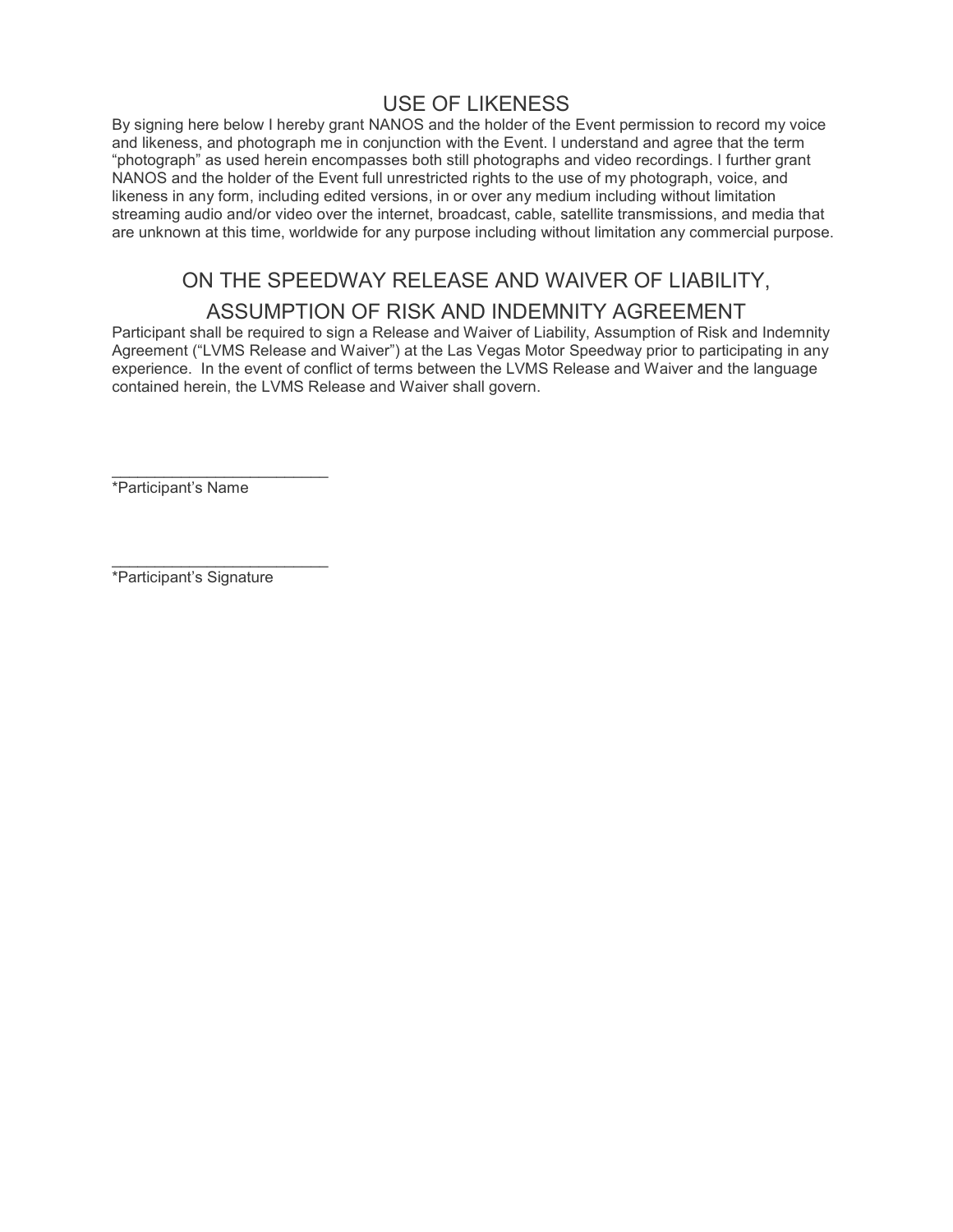## USE OF LIKENESS

By signing here below I hereby grant NANOS and the holder of the Event permission to record my voice and likeness, and photograph me in conjunction with the Event. I understand and agree that the term "photograph" as used herein encompasses both still photographs and video recordings. I further grant NANOS and the holder of the Event full unrestricted rights to the use of my photograph, voice, and likeness in any form, including edited versions, in or over any medium including without limitation streaming audio and/or video over the internet, broadcast, cable, satellite transmissions, and media that are unknown at this time, worldwide for any purpose including without limitation any commercial purpose.

## ON THE SPEEDWAY RELEASE AND WAIVER OF LIABILITY, ASSUMPTION OF RISK AND INDEMNITY AGREEMENT

Participant shall be required to sign a Release and Waiver of Liability, Assumption of Risk and Indemnity Agreement ("LVMS Release and Waiver") at the Las Vegas Motor Speedway prior to participating in any experience. In the event of conflict of terms between the LVMS Release and Waiver and the language contained herein, the LVMS Release and Waiver shall govern.

___________________________
*Participant's Name

___________________________
*Participant's Signature